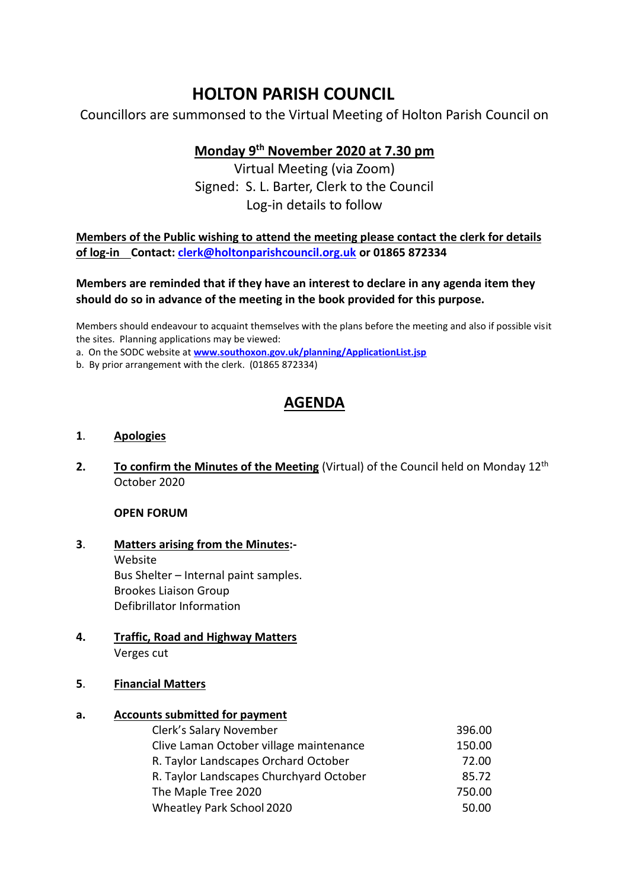# HOLTON PARISH COUNCIL

Councillors are summonsed to the Virtual Meeting of Holton Parish Council on

**Monday 9th November 2020 at 7.30 pm**

Virtual Meeting (via Zoom)
Signed: S. L. Barter, Clerk to the Council
Log-in details to follow

**Members of the Public wishing to attend the meeting please contact the clerk for details of log-in Contact: clerk@holtonparishcouncil.org.uk or 01865 872334**

**Members are reminded that if they have an interest to declare in any agenda item they should do so in advance of the meeting in the book provided for this purpose.**

Members should endeavour to acquaint themselves with the plans before the meeting and also if possible visit the sites. Planning applications may be viewed:

a. On the SODC website at **www.southoxon.gov.uk/planning/ApplicationList.jsp**
b. By prior arrangement with the clerk. (01865 872334)

## AGENDA

**1. Apologies**

**2. To confirm the Minutes of the Meeting** (Virtual) of the Council held on Monday 12th October 2020

**OPEN FORUM**

**3. Matters arising from the Minutes:-**
Website
Bus Shelter – Internal paint samples.
Brookes Liaison Group
Defibrillator Information

**4. Traffic, Road and Highway Matters**
Verges cut

**5. Financial Matters**

**a. Accounts submitted for payment**

| | |
|---|---|
| Clerk's Salary November | 396.00 |
| Clive Laman October village maintenance | 150.00 |
| R. Taylor Landscapes Orchard October | 72.00 |
| R. Taylor Landscapes Churchyard October | 85.72 |
| The Maple Tree 2020 | 750.00 |
| Wheatley Park School 2020 | 50.00 |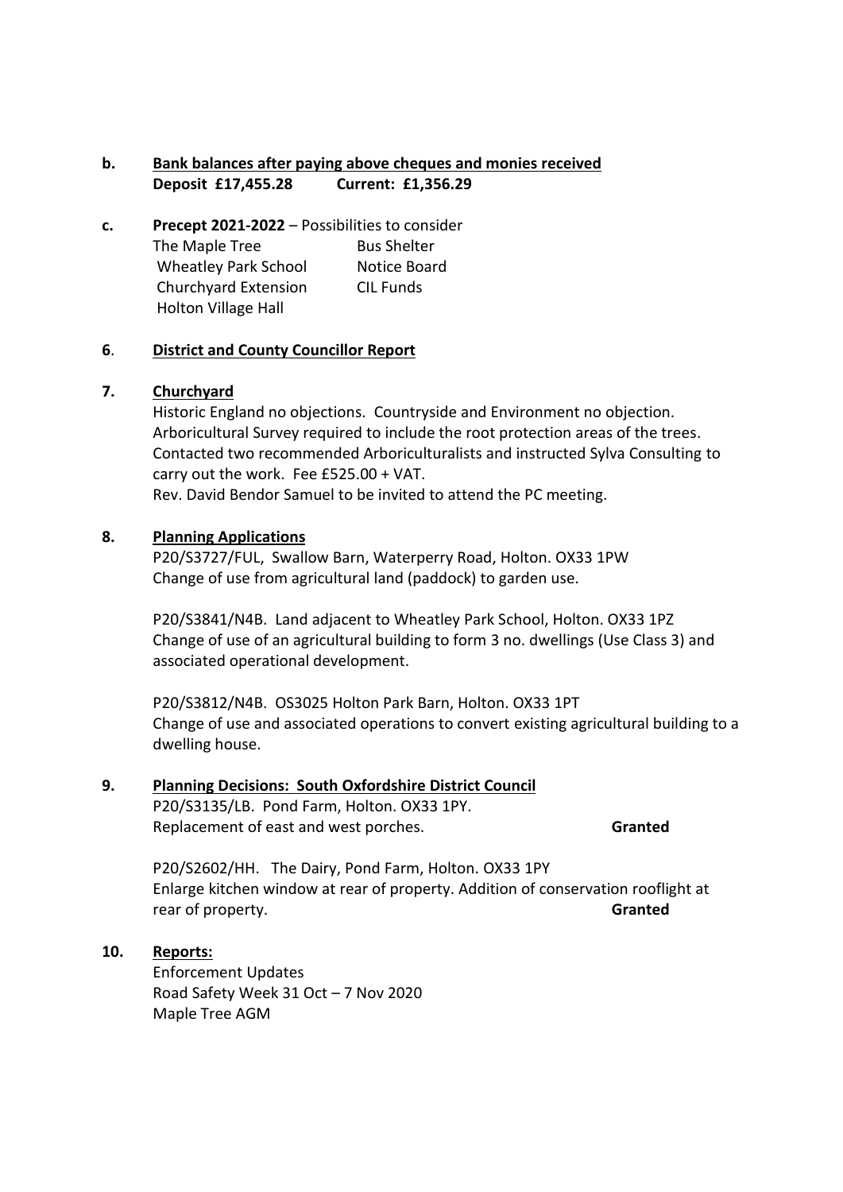**b. Bank balances after paying above cheques and monies received**
**Deposit £17,455.28 Current: £1,356.29**

**c. Precept 2021-2022** – Possibilities to consider

| | |
|---|---|
| The Maple Tree | Bus Shelter |
| Wheatley Park School | Notice Board |
| Churchyard Extension | CIL Funds |
| Holton Village Hall | |

**6. District and County Councillor Report**

**7. Churchyard**

Historic England no objections. Countryside and Environment no objection. Arboricultural Survey required to include the root protection areas of the trees. Contacted two recommended Arboriculturalists and instructed Sylva Consulting to carry out the work. Fee £525.00 + VAT.
Rev. David Bendor Samuel to be invited to attend the PC meeting.

**8. Planning Applications**

P20/S3727/FUL, Swallow Barn, Waterperry Road, Holton. OX33 1PW
Change of use from agricultural land (paddock) to garden use.

P20/S3841/N4B. Land adjacent to Wheatley Park School, Holton. OX33 1PZ
Change of use of an agricultural building to form 3 no. dwellings (Use Class 3) and associated operational development.

P20/S3812/N4B. OS3025 Holton Park Barn, Holton. OX33 1PT
Change of use and associated operations to convert existing agricultural building to a dwelling house.

**9. Planning Decisions: South Oxfordshire District Council**

P20/S3135/LB. Pond Farm, Holton. OX33 1PY.
Replacement of east and west porches. **Granted**

P20/S2602/HH. The Dairy, Pond Farm, Holton. OX33 1PY
Enlarge kitchen window at rear of property. Addition of conservation rooflight at rear of property. **Granted**

**10. Reports:**

Enforcement Updates
Road Safety Week 31 Oct – 7 Nov 2020
Maple Tree AGM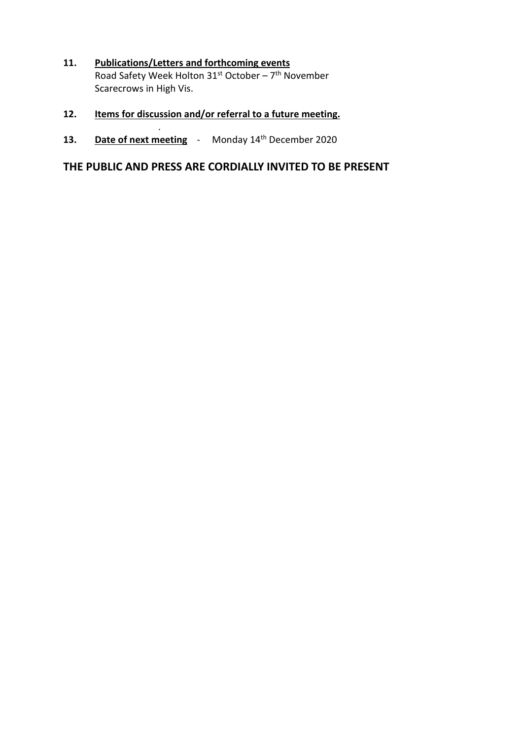**11. Publications/Letters and forthcoming events**

Road Safety Week Holton 31st October – 7th November
Scarecrows in High Vis.

**12. Items for discussion and/or referral to a future meeting.**

**13. Date of next meeting** - Monday 14th December 2020

**THE PUBLIC AND PRESS ARE CORDIALLY INVITED TO BE PRESENT**